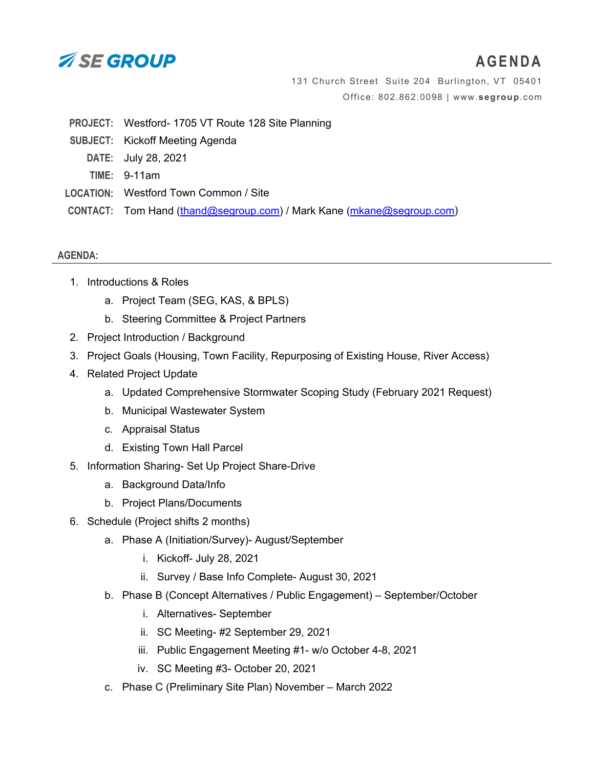**SE GROUP**

# AGENDA

131 Church Street Suite 204 Burlington, VT 05401
Office: 802.862.0098 | www.segroup.com

**PROJECT:** Westford- 1705 VT Route 128 Site Planning
**SUBJECT:** Kickoff Meeting Agenda
**DATE:** July 28, 2021
**TIME:** 9-11am
**LOCATION:** Westford Town Common / Site
**CONTACT:** Tom Hand (thand@segroup.com) / Mark Kane (mkane@segroup.com)

## AGENDA:

1. Introductions & Roles
    a. Project Team (SEG, KAS, & BPLS)
    b. Steering Committee & Project Partners
2. Project Introduction / Background
3. Project Goals (Housing, Town Facility, Repurposing of Existing House, River Access)
4. Related Project Update
    a. Updated Comprehensive Stormwater Scoping Study (February 2021 Request)
    b. Municipal Wastewater System
    c. Appraisal Status
    d. Existing Town Hall Parcel
5. Information Sharing- Set Up Project Share-Drive
    a. Background Data/Info
    b. Project Plans/Documents
6. Schedule (Project shifts 2 months)
    a. Phase A (Initiation/Survey)- August/September
        i. Kickoff- July 28, 2021
        ii. Survey / Base Info Complete- August 30, 2021
    b. Phase B (Concept Alternatives / Public Engagement) – September/October
        i. Alternatives- September
        ii. SC Meeting- #2 September 29, 2021
        iii. Public Engagement Meeting #1- w/o October 4-8, 2021
        iv. SC Meeting #3- October 20, 2021
    c. Phase C (Preliminary Site Plan) November – March 2022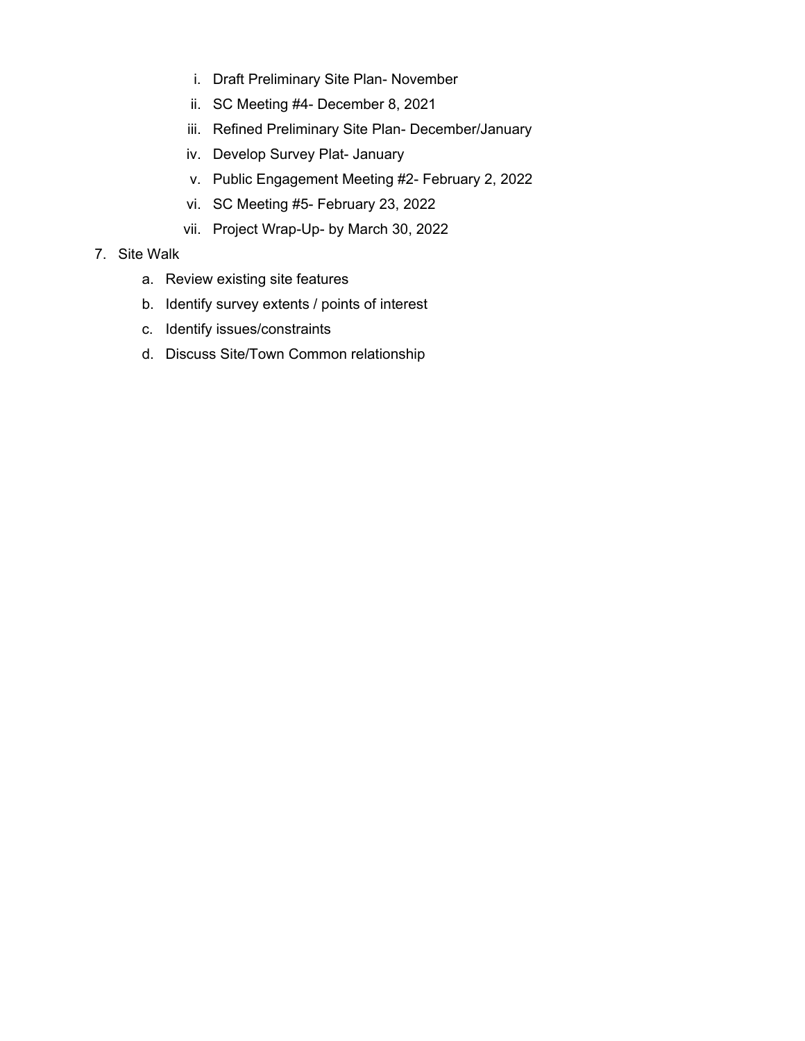i. Draft Preliminary Site Plan- November
   ii. SC Meeting #4- December 8, 2021
   iii. Refined Preliminary Site Plan- December/January
   iv. Develop Survey Plat- January
   v. Public Engagement Meeting #2- February 2, 2022
   vi. SC Meeting #5- February 23, 2022
   vii. Project Wrap-Up- by March 30, 2022

7. Site Walk
   a. Review existing site features
   b. Identify survey extents / points of interest
   c. Identify issues/constraints
   d. Discuss Site/Town Common relationship